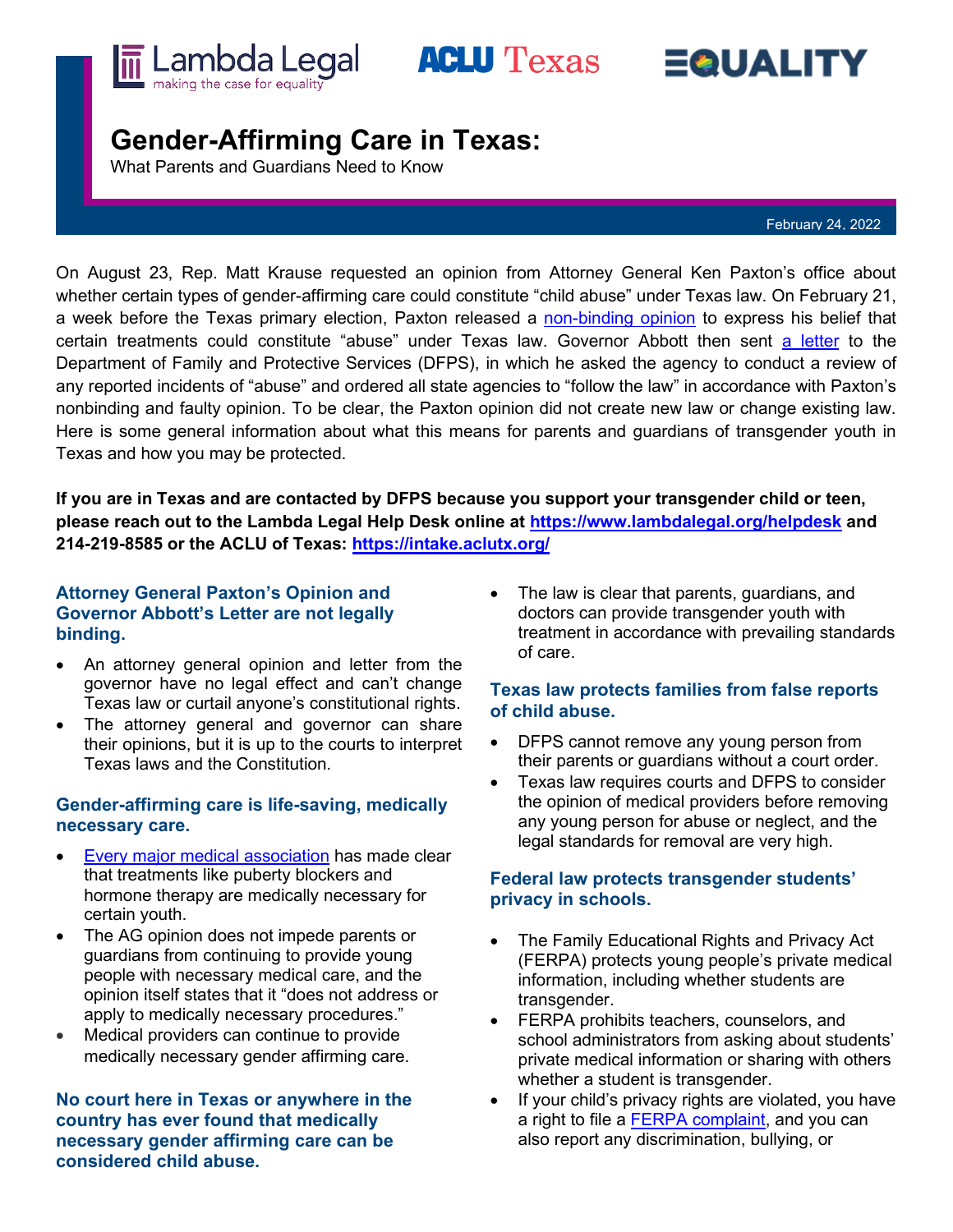Lambda Legal making the case for equality | ACLU Texas | EQUALITY

# Gender-Affirming Care in Texas:

What Parents and Guardians Need to Know

February 24, 2022

On August 23, Rep. Matt Krause requested an opinion from Attorney General Ken Paxton's office about whether certain types of gender-affirming care could constitute "child abuse" under Texas law. On February 21, a week before the Texas primary election, Paxton released a non-binding opinion to express his belief that certain treatments could constitute "abuse" under Texas law. Governor Abbott then sent a letter to the Department of Family and Protective Services (DFPS), in which he asked the agency to conduct a review of any reported incidents of "abuse" and ordered all state agencies to "follow the law" in accordance with Paxton's nonbinding and faulty opinion. To be clear, the Paxton opinion did not create new law or change existing law. Here is some general information about what this means for parents and guardians of transgender youth in Texas and how you may be protected.

**If you are in Texas and are contacted by DFPS because you support your transgender child or teen, please reach out to the Lambda Legal Help Desk online at https://www.lambdalegal.org/helpdesk and 214-219-8585 or the ACLU of Texas: https://intake.aclutx.org/**

### Attorney General Paxton's Opinion and Governor Abbott's Letter are not legally binding.

- An attorney general opinion and letter from the governor have no legal effect and can't change Texas law or curtail anyone's constitutional rights.
- The attorney general and governor can share their opinions, but it is up to the courts to interpret Texas laws and the Constitution.

### Gender-affirming care is life-saving, medically necessary care.

- Every major medical association has made clear that treatments like puberty blockers and hormone therapy are medically necessary for certain youth.
- The AG opinion does not impede parents or guardians from continuing to provide young people with necessary medical care, and the opinion itself states that it "does not address or apply to medically necessary procedures."
- Medical providers can continue to provide medically necessary gender affirming care.

### No court here in Texas or anywhere in the country has ever found that medically necessary gender affirming care can be considered child abuse.

- The law is clear that parents, guardians, and doctors can provide transgender youth with treatment in accordance with prevailing standards of care.

### Texas law protects families from false reports of child abuse.

- DFPS cannot remove any young person from their parents or guardians without a court order.
- Texas law requires courts and DFPS to consider the opinion of medical providers before removing any young person for abuse or neglect, and the legal standards for removal are very high.

### Federal law protects transgender students' privacy in schools.

- The Family Educational Rights and Privacy Act (FERPA) protects young people's private medical information, including whether students are transgender.
- FERPA prohibits teachers, counselors, and school administrators from asking about students' private medical information or sharing with others whether a student is transgender.
- If your child's privacy rights are violated, you have a right to file a FERPA complaint, and you can also report any discrimination, bullying, or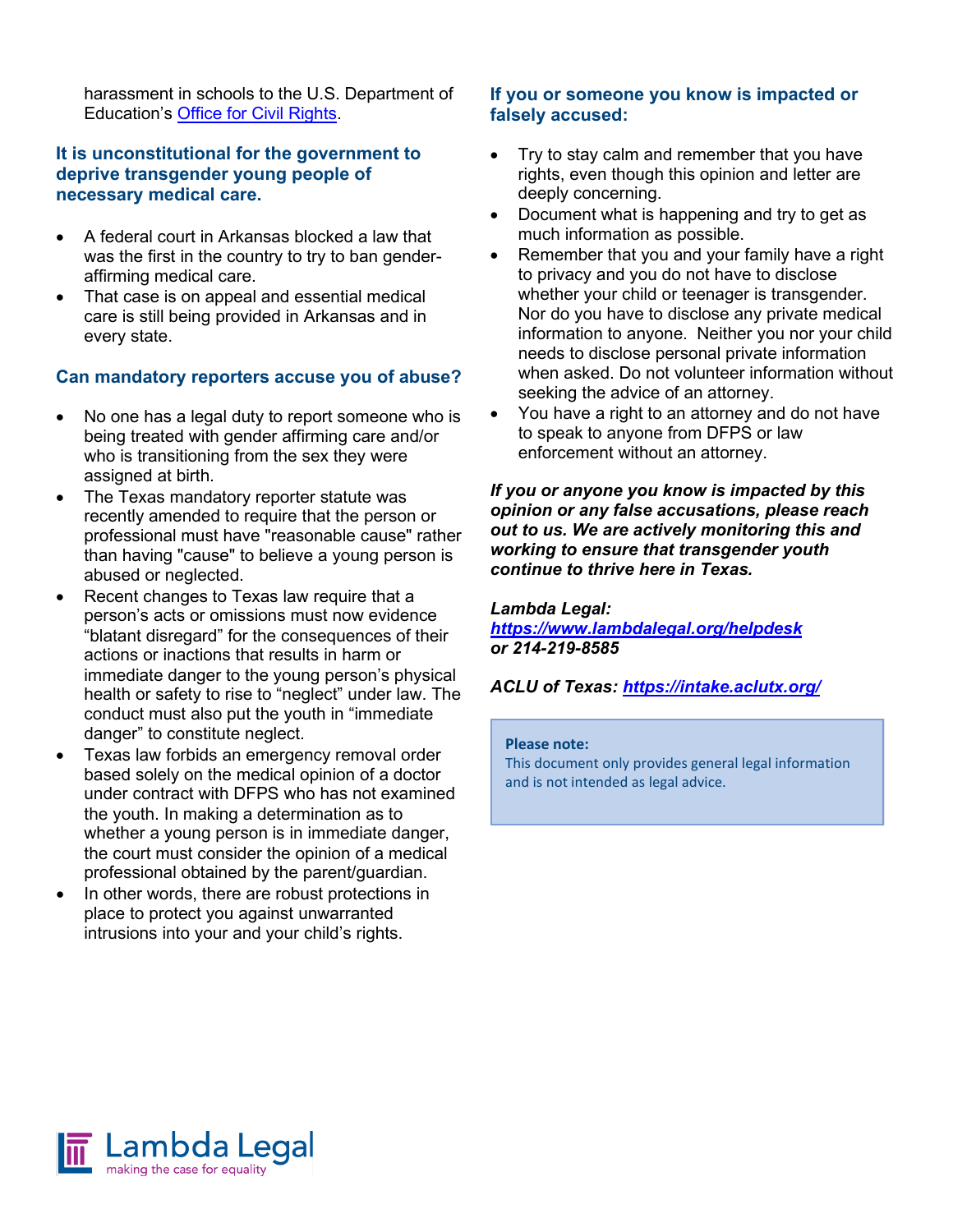harassment in schools to the U.S. Department of Education's [Office for Civil Rights](#).

### It is unconstitutional for the government to deprive transgender young people of necessary medical care.

- A federal court in Arkansas blocked a law that was the first in the country to try to ban gender-affirming medical care.
- That case is on appeal and essential medical care is still being provided in Arkansas and in every state.

### Can mandatory reporters accuse you of abuse?

- No one has a legal duty to report someone who is being treated with gender affirming care and/or who is transitioning from the sex they were assigned at birth.
- The Texas mandatory reporter statute was recently amended to require that the person or professional must have "reasonable cause" rather than having "cause" to believe a young person is abused or neglected.
- Recent changes to Texas law require that a person's acts or omissions must now evidence "blatant disregard" for the consequences of their actions or inactions that results in harm or immediate danger to the young person's physical health or safety to rise to "neglect" under law. The conduct must also put the youth in "immediate danger" to constitute neglect.
- Texas law forbids an emergency removal order based solely on the medical opinion of a doctor under contract with DFPS who has not examined the youth. In making a determination as to whether a young person is in immediate danger, the court must consider the opinion of a medical professional obtained by the parent/guardian.
- In other words, there are robust protections in place to protect you against unwarranted intrusions into your and your child's rights.

### If you or someone you know is impacted or falsely accused:

- Try to stay calm and remember that you have rights, even though this opinion and letter are deeply concerning.
- Document what is happening and try to get as much information as possible.
- Remember that you and your family have a right to privacy and you do not have to disclose whether your child or teenager is transgender. Nor do you have to disclose any private medical information to anyone. Neither you nor your child needs to disclose personal private information when asked. Do not volunteer information without seeking the advice of an attorney.
- You have a right to an attorney and do not have to speak to anyone from DFPS or law enforcement without an attorney.

***If you or anyone you know is impacted by this opinion or any false accusations, please reach out to us. We are actively monitoring this and working to ensure that transgender youth continue to thrive here in Texas.***

***Lambda Legal:***
***[https://www.lambdalegal.org/helpdesk](https://www.lambdalegal.org/helpdesk)***
***or 214-219-8585***

***ACLU of Texas: [https://intake.aclutx.org/](https://intake.aclutx.org/)***

> **Please note:**
> This document only provides general legal information and is not intended as legal advice.

Lambda Legal
making the case for equality